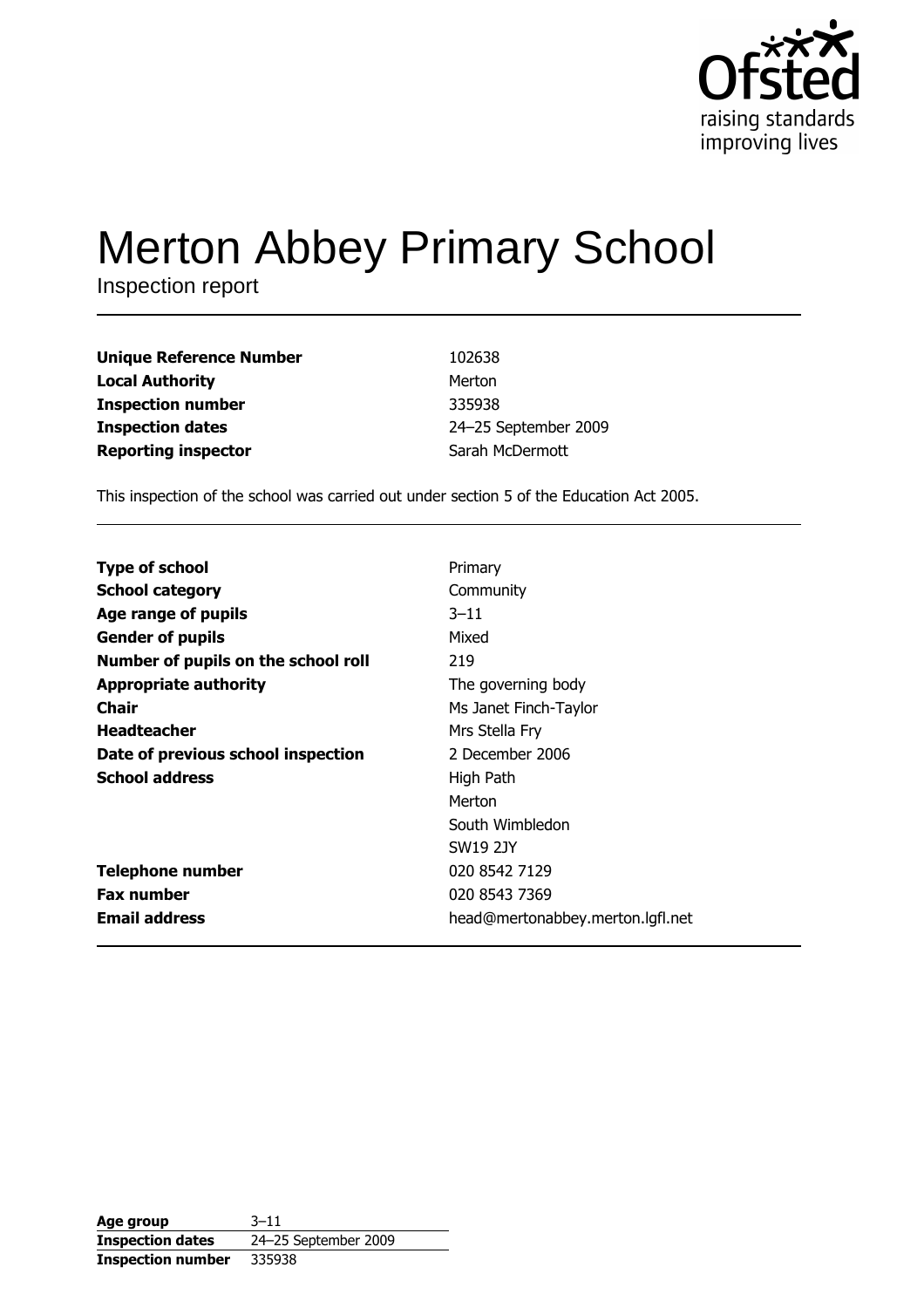Ofsted
raising standards
improving lives

# Merton Abbey Primary School

Inspection report

| | |
|---|---|
| **Unique Reference Number** | 102638 |
| **Local Authority** | Merton |
| **Inspection number** | 335938 |
| **Inspection dates** | 24–25 September 2009 |
| **Reporting inspector** | Sarah McDermott |

This inspection of the school was carried out under section 5 of the Education Act 2005.

| | |
|---|---|
| **Type of school** | Primary |
| **School category** | Community |
| **Age range of pupils** | 3–11 |
| **Gender of pupils** | Mixed |
| **Number of pupils on the school roll** | 219 |
| **Appropriate authority** | The governing body |
| **Chair** | Ms Janet Finch-Taylor |
| **Headteacher** | Mrs Stella Fry |
| **Date of previous school inspection** | 2 December 2006 |
| **School address** | High Path<br>Merton<br>South Wimbledon<br>SW19 2JY |
| **Telephone number** | 020 8542 7129 |
| **Fax number** | 020 8543 7369 |
| **Email address** | head@mertonabbey.merton.lgfl.net |

| | |
|---|---|
| **Age group** | 3–11 |
| **Inspection dates** | 24–25 September 2009 |
| **Inspection number** | 335938 |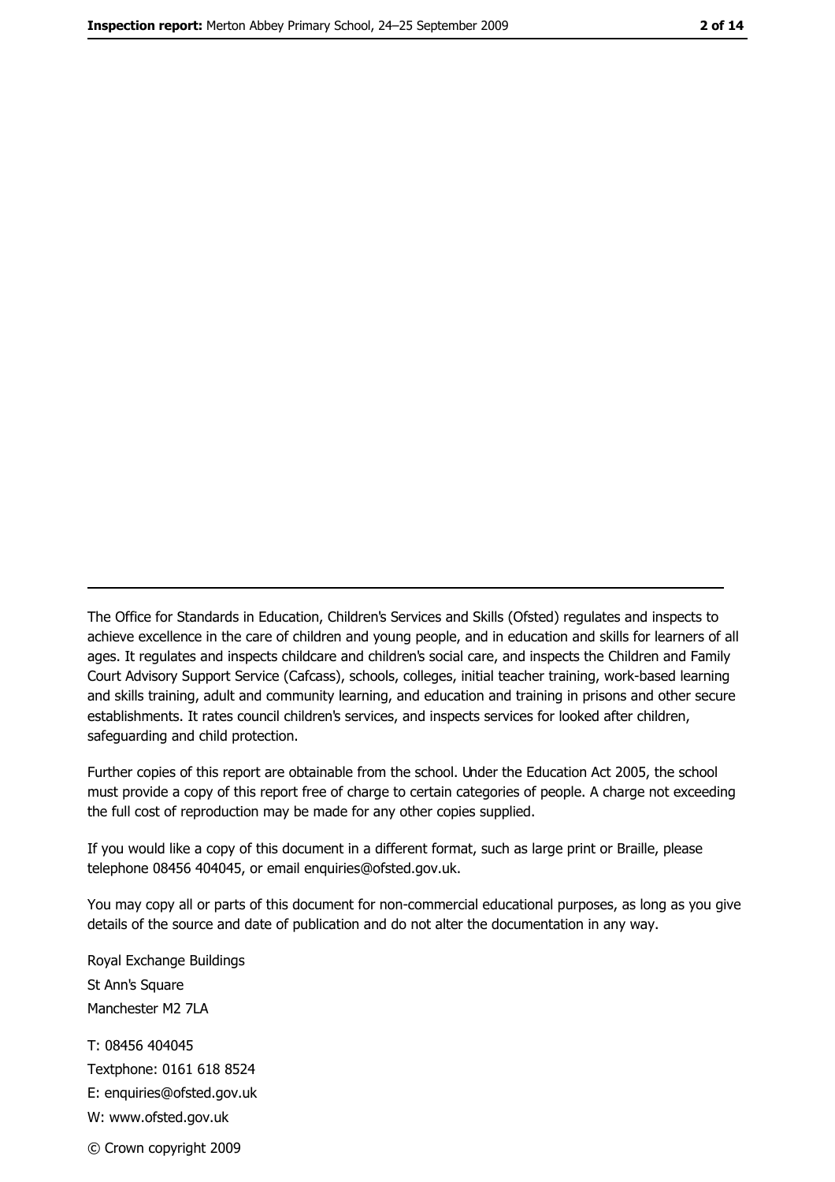The Office for Standards in Education, Children's Services and Skills (Ofsted) regulates and inspects to achieve excellence in the care of children and young people, and in education and skills for learners of all ages. It regulates and inspects childcare and children's social care, and inspects the Children and Family Court Advisory Support Service (Cafcass), schools, colleges, initial teacher training, work-based learning and skills training, adult and community learning, and education and training in prisons and other secure establishments. It rates council children's services, and inspects services for looked after children, safeguarding and child protection.

Further copies of this report are obtainable from the school. Under the Education Act 2005, the school must provide a copy of this report free of charge to certain categories of people. A charge not exceeding the full cost of reproduction may be made for any other copies supplied.

If you would like a copy of this document in a different format, such as large print or Braille, please telephone 08456 404045, or email enquiries@ofsted.gov.uk.

You may copy all or parts of this document for non-commercial educational purposes, as long as you give details of the source and date of publication and do not alter the documentation in any way.

Royal Exchange Buildings
St Ann's Square
Manchester M2 7LA

T: 08456 404045
Textphone: 0161 618 8524
E: enquiries@ofsted.gov.uk
W: www.ofsted.gov.uk

© Crown copyright 2009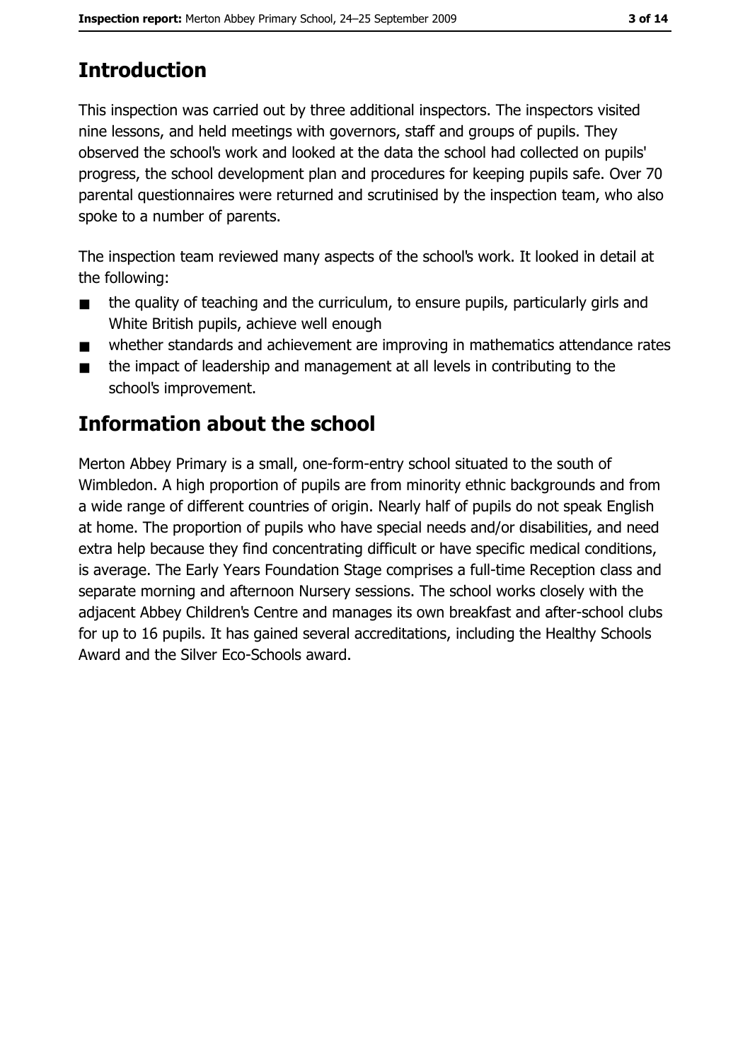# Introduction

This inspection was carried out by three additional inspectors. The inspectors visited nine lessons, and held meetings with governors, staff and groups of pupils. They observed the school's work and looked at the data the school had collected on pupils' progress, the school development plan and procedures for keeping pupils safe. Over 70 parental questionnaires were returned and scrutinised by the inspection team, who also spoke to a number of parents.

The inspection team reviewed many aspects of the school's work. It looked in detail at the following:

- the quality of teaching and the curriculum, to ensure pupils, particularly girls and White British pupils, achieve well enough
- whether standards and achievement are improving in mathematics attendance rates
- the impact of leadership and management at all levels in contributing to the school's improvement.

# Information about the school

Merton Abbey Primary is a small, one-form-entry school situated to the south of Wimbledon. A high proportion of pupils are from minority ethnic backgrounds and from a wide range of different countries of origin. Nearly half of pupils do not speak English at home. The proportion of pupils who have special needs and/or disabilities, and need extra help because they find concentrating difficult or have specific medical conditions, is average. The Early Years Foundation Stage comprises a full-time Reception class and separate morning and afternoon Nursery sessions. The school works closely with the adjacent Abbey Children's Centre and manages its own breakfast and after-school clubs for up to 16 pupils. It has gained several accreditations, including the Healthy Schools Award and the Silver Eco-Schools award.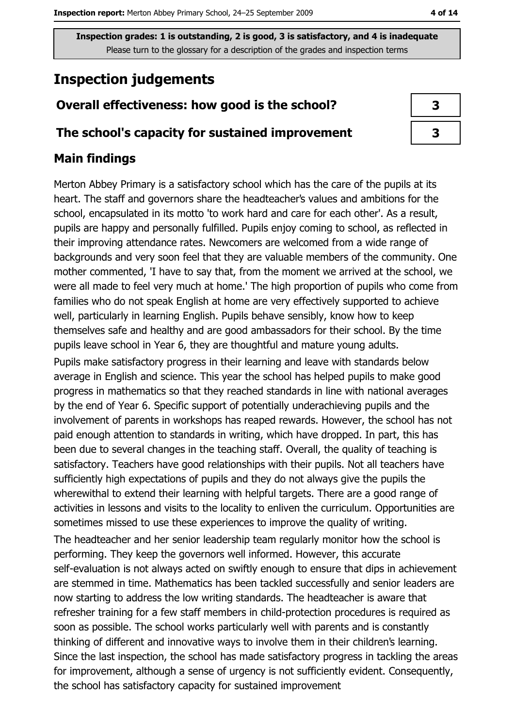**Inspection grades: 1 is outstanding, 2 is good, 3 is satisfactory, and 4 is inadequate**
Please turn to the glossary for a description of the grades and inspection terms

## Inspection judgements

| Overall effectiveness: how good is the school? | 3 |
|---|---|
| The school's capacity for sustained improvement | 3 |

### Main findings

Merton Abbey Primary is a satisfactory school which has the care of the pupils at its heart. The staff and governors share the headteacher's values and ambitions for the school, encapsulated in its motto 'to work hard and care for each other'. As a result, pupils are happy and personally fulfilled. Pupils enjoy coming to school, as reflected in their improving attendance rates. Newcomers are welcomed from a wide range of backgrounds and very soon feel that they are valuable members of the community. One mother commented, 'I have to say that, from the moment we arrived at the school, we were all made to feel very much at home.' The high proportion of pupils who come from families who do not speak English at home are very effectively supported to achieve well, particularly in learning English. Pupils behave sensibly, know how to keep themselves safe and healthy and are good ambassadors for their school. By the time pupils leave school in Year 6, they are thoughtful and mature young adults.

Pupils make satisfactory progress in their learning and leave with standards below average in English and science. This year the school has helped pupils to make good progress in mathematics so that they reached standards in line with national averages by the end of Year 6. Specific support of potentially underachieving pupils and the involvement of parents in workshops has reaped rewards. However, the school has not paid enough attention to standards in writing, which have dropped. In part, this has been due to several changes in the teaching staff. Overall, the quality of teaching is satisfactory. Teachers have good relationships with their pupils. Not all teachers have sufficiently high expectations of pupils and they do not always give the pupils the wherewithal to extend their learning with helpful targets. There are a good range of activities in lessons and visits to the locality to enliven the curriculum. Opportunities are sometimes missed to use these experiences to improve the quality of writing.

The headteacher and her senior leadership team regularly monitor how the school is performing. They keep the governors well informed. However, this accurate self-evaluation is not always acted on swiftly enough to ensure that dips in achievement are stemmed in time. Mathematics has been tackled successfully and senior leaders are now starting to address the low writing standards. The headteacher is aware that refresher training for a few staff members in child-protection procedures is required as soon as possible. The school works particularly well with parents and is constantly thinking of different and innovative ways to involve them in their children's learning. Since the last inspection, the school has made satisfactory progress in tackling the areas for improvement, although a sense of urgency is not sufficiently evident. Consequently, the school has satisfactory capacity for sustained improvement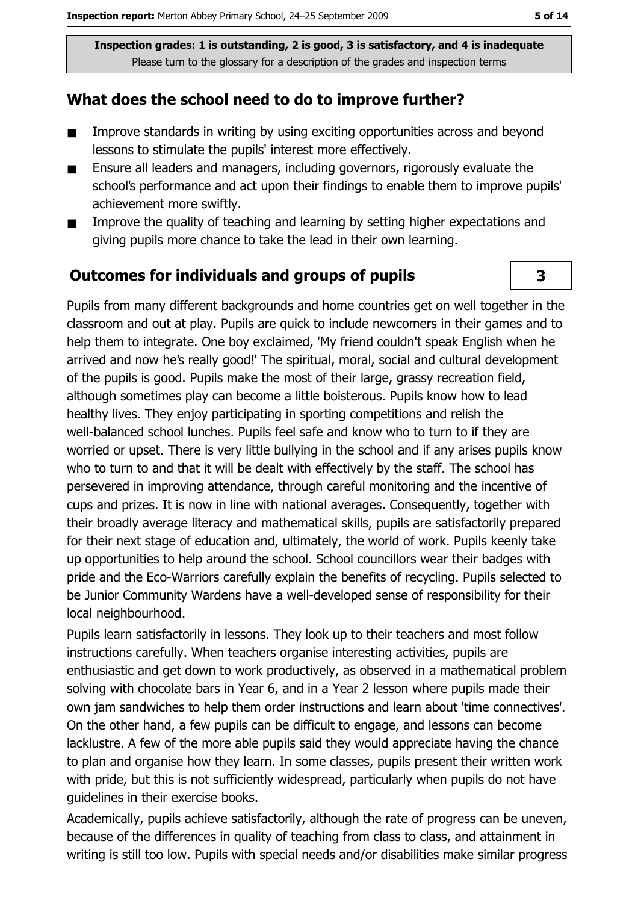Inspection grades: 1 is outstanding, 2 is good, 3 is satisfactory, and 4 is inadequate
Please turn to the glossary for a description of the grades and inspection terms

## What does the school need to do to improve further?

- Improve standards in writing by using exciting opportunities across and beyond lessons to stimulate the pupils' interest more effectively.
- Ensure all leaders and managers, including governors, rigorously evaluate the school's performance and act upon their findings to enable them to improve pupils' achievement more swiftly.
- Improve the quality of teaching and learning by setting higher expectations and giving pupils more chance to take the lead in their own learning.

## Outcomes for individuals and groups of pupils

**3**

Pupils from many different backgrounds and home countries get on well together in the classroom and out at play. Pupils are quick to include newcomers in their games and to help them to integrate. One boy exclaimed, 'My friend couldn't speak English when he arrived and now he's really good!' The spiritual, moral, social and cultural development of the pupils is good. Pupils make the most of their large, grassy recreation field, although sometimes play can become a little boisterous. Pupils know how to lead healthy lives. They enjoy participating in sporting competitions and relish the well-balanced school lunches. Pupils feel safe and know who to turn to if they are worried or upset. There is very little bullying in the school and if any arises pupils know who to turn to and that it will be dealt with effectively by the staff. The school has persevered in improving attendance, through careful monitoring and the incentive of cups and prizes. It is now in line with national averages. Consequently, together with their broadly average literacy and mathematical skills, pupils are satisfactorily prepared for their next stage of education and, ultimately, the world of work. Pupils keenly take up opportunities to help around the school. School councillors wear their badges with pride and the Eco-Warriors carefully explain the benefits of recycling. Pupils selected to be Junior Community Wardens have a well-developed sense of responsibility for their local neighbourhood.

Pupils learn satisfactorily in lessons. They look up to their teachers and most follow instructions carefully. When teachers organise interesting activities, pupils are enthusiastic and get down to work productively, as observed in a mathematical problem solving with chocolate bars in Year 6, and in a Year 2 lesson where pupils made their own jam sandwiches to help them order instructions and learn about 'time connectives'. On the other hand, a few pupils can be difficult to engage, and lessons can become lacklustre. A few of the more able pupils said they would appreciate having the chance to plan and organise how they learn. In some classes, pupils present their written work with pride, but this is not sufficiently widespread, particularly when pupils do not have guidelines in their exercise books.

Academically, pupils achieve satisfactorily, although the rate of progress can be uneven, because of the differences in quality of teaching from class to class, and attainment in writing is still too low. Pupils with special needs and/or disabilities make similar progress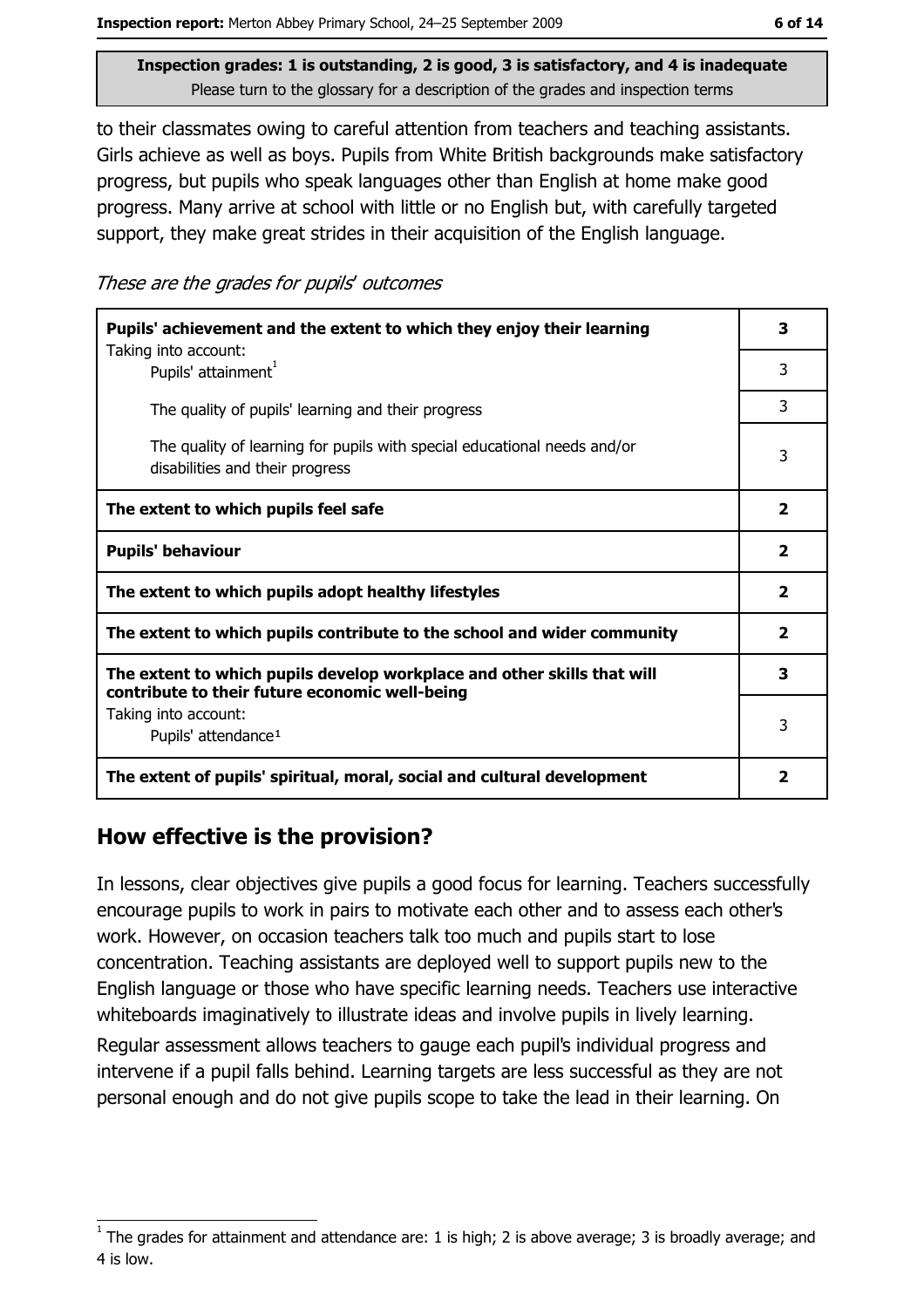Inspection grades: 1 is outstanding, 2 is good, 3 is satisfactory, and 4 is inadequate
Please turn to the glossary for a description of the grades and inspection terms

to their classmates owing to careful attention from teachers and teaching assistants. Girls achieve as well as boys. Pupils from White British backgrounds make satisfactory progress, but pupils who speak languages other than English at home make good progress. Many arrive at school with little or no English but, with carefully targeted support, they make great strides in their acquisition of the English language.

*These are the grades for pupils' outcomes*

| | |
|---|---|
| **Pupils' achievement and the extent to which they enjoy their learning** | **3** |
| Taking into account: Pupils' attainment[1] | 3 |
| The quality of pupils' learning and their progress | 3 |
| The quality of learning for pupils with special educational needs and/or disabilities and their progress | 3 |
| **The extent to which pupils feel safe** | **2** |
| **Pupils' behaviour** | **2** |
| **The extent to which pupils adopt healthy lifestyles** | **2** |
| **The extent to which pupils contribute to the school and wider community** | **2** |
| **The extent to which pupils develop workplace and other skills that will contribute to their future economic well-being** | **3** |
| Taking into account: Pupils' attendance[1] | 3 |
| **The extent of pupils' spiritual, moral, social and cultural development** | **2** |

## How effective is the provision?

In lessons, clear objectives give pupils a good focus for learning. Teachers successfully encourage pupils to work in pairs to motivate each other and to assess each other's work. However, on occasion teachers talk too much and pupils start to lose concentration. Teaching assistants are deployed well to support pupils new to the English language or those who have specific learning needs. Teachers use interactive whiteboards imaginatively to illustrate ideas and involve pupils in lively learning.

Regular assessment allows teachers to gauge each pupil's individual progress and intervene if a pupil falls behind. Learning targets are less successful as they are not personal enough and do not give pupils scope to take the lead in their learning. On

[1] The grades for attainment and attendance are: 1 is high; 2 is above average; 3 is broadly average; and 4 is low.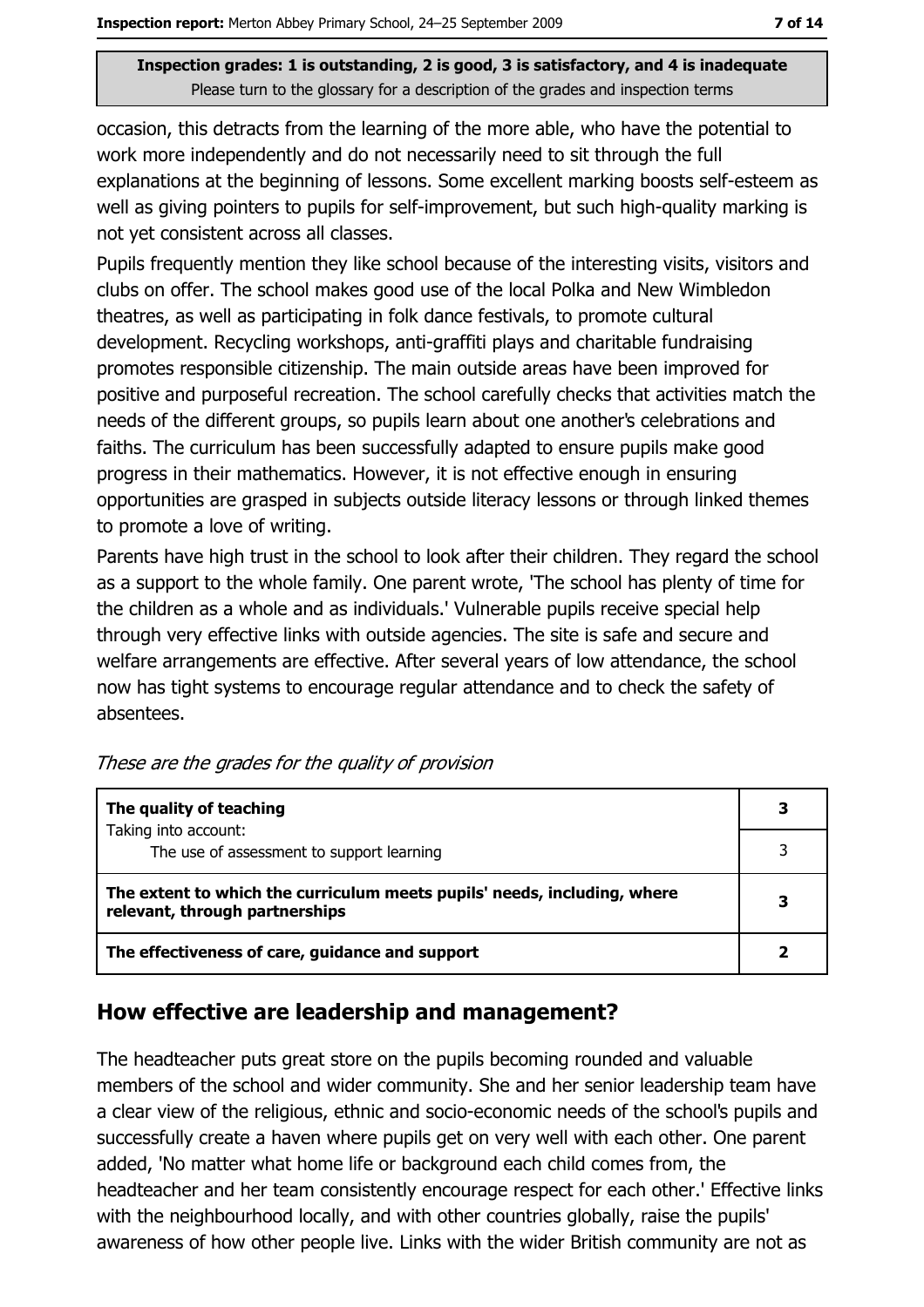occasion, this detracts from the learning of the more able, who have the potential to work more independently and do not necessarily need to sit through the full explanations at the beginning of lessons. Some excellent marking boosts self-esteem as well as giving pointers to pupils for self-improvement, but such high-quality marking is not yet consistent across all classes.

Pupils frequently mention they like school because of the interesting visits, visitors and clubs on offer. The school makes good use of the local Polka and New Wimbledon theatres, as well as participating in folk dance festivals, to promote cultural development. Recycling workshops, anti-graffiti plays and charitable fundraising promotes responsible citizenship. The main outside areas have been improved for positive and purposeful recreation. The school carefully checks that activities match the needs of the different groups, so pupils learn about one another's celebrations and faiths. The curriculum has been successfully adapted to ensure pupils make good progress in their mathematics. However, it is not effective enough in ensuring opportunities are grasped in subjects outside literacy lessons or through linked themes to promote a love of writing.

Parents have high trust in the school to look after their children. They regard the school as a support to the whole family. One parent wrote, 'The school has plenty of time for the children as a whole and as individuals.' Vulnerable pupils receive special help through very effective links with outside agencies. The site is safe and secure and welfare arrangements are effective. After several years of low attendance, the school now has tight systems to encourage regular attendance and to check the safety of absentees.

*These are the grades for the quality of provision*

| | |
|---|---|
| **The quality of teaching** | **3** |
| Taking into account: The use of assessment to support learning | 3 |
| **The extent to which the curriculum meets pupils' needs, including, where relevant, through partnerships** | **3** |
| **The effectiveness of care, guidance and support** | **2** |

## How effective are leadership and management?

The headteacher puts great store on the pupils becoming rounded and valuable members of the school and wider community. She and her senior leadership team have a clear view of the religious, ethnic and socio-economic needs of the school's pupils and successfully create a haven where pupils get on very well with each other. One parent added, 'No matter what home life or background each child comes from, the headteacher and her team consistently encourage respect for each other.' Effective links with the neighbourhood locally, and with other countries globally, raise the pupils' awareness of how other people live. Links with the wider British community are not as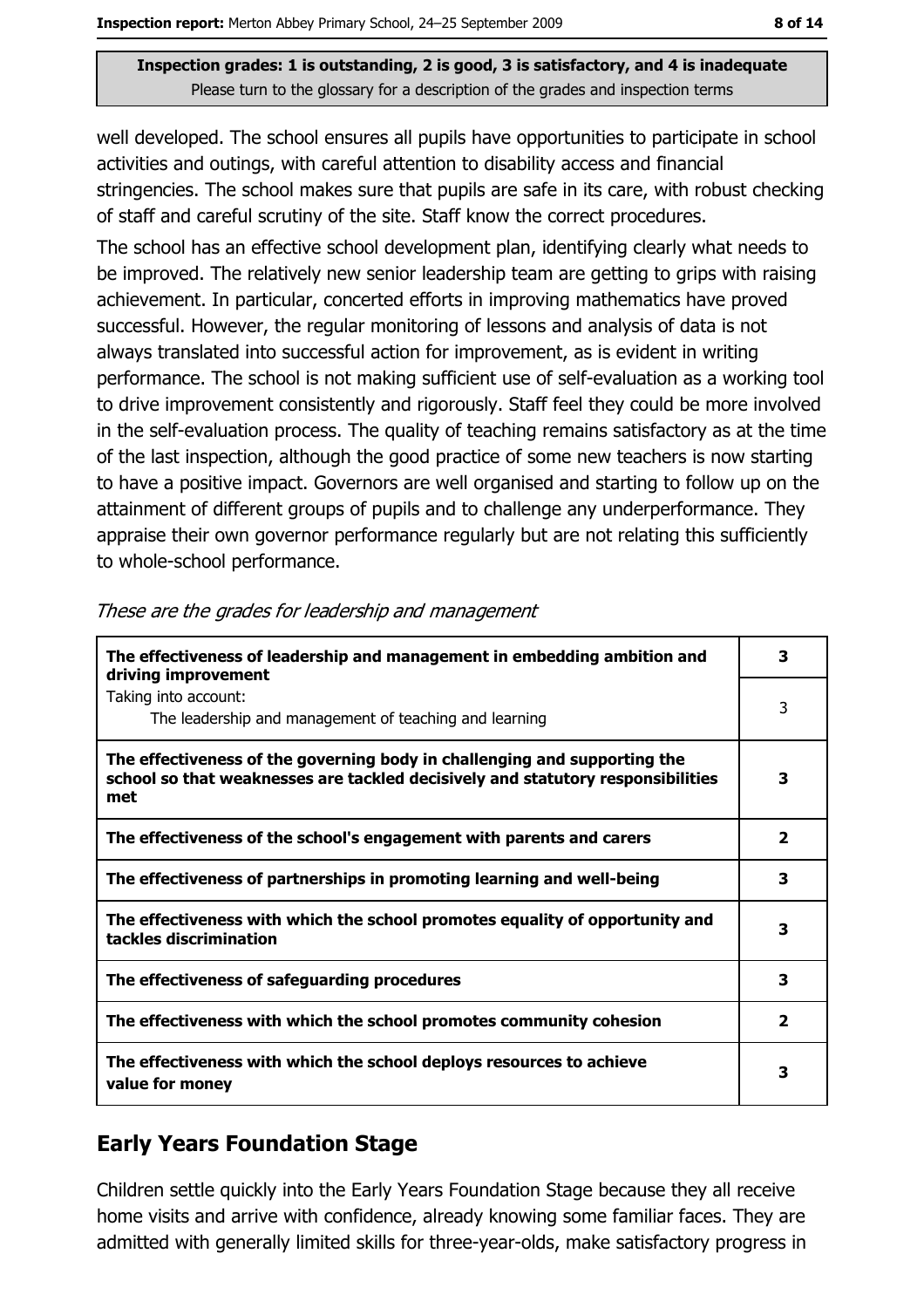**Inspection grades: 1 is outstanding, 2 is good, 3 is satisfactory, and 4 is inadequate**
Please turn to the glossary for a description of the grades and inspection terms

well developed. The school ensures all pupils have opportunities to participate in school activities and outings, with careful attention to disability access and financial stringencies. The school makes sure that pupils are safe in its care, with robust checking of staff and careful scrutiny of the site. Staff know the correct procedures.

The school has an effective school development plan, identifying clearly what needs to be improved. The relatively new senior leadership team are getting to grips with raising achievement. In particular, concerted efforts in improving mathematics have proved successful. However, the regular monitoring of lessons and analysis of data is not always translated into successful action for improvement, as is evident in writing performance. The school is not making sufficient use of self-evaluation as a working tool to drive improvement consistently and rigorously. Staff feel they could be more involved in the self-evaluation process. The quality of teaching remains satisfactory as at the time of the last inspection, although the good practice of some new teachers is now starting to have a positive impact. Governors are well organised and starting to follow up on the attainment of different groups of pupils and to challenge any underperformance. They appraise their own governor performance regularly but are not relating this sufficiently to whole-school performance.

*These are the grades for leadership and management*

| | |
|---|---|
| **The effectiveness of leadership and management in embedding ambition and driving improvement** | **3** |
| Taking into account: The leadership and management of teaching and learning | 3 |
| **The effectiveness of the governing body in challenging and supporting the school so that weaknesses are tackled decisively and statutory responsibilities met** | **3** |
| **The effectiveness of the school's engagement with parents and carers** | **2** |
| **The effectiveness of partnerships in promoting learning and well-being** | **3** |
| **The effectiveness with which the school promotes equality of opportunity and tackles discrimination** | **3** |
| **The effectiveness of safeguarding procedures** | **3** |
| **The effectiveness with which the school promotes community cohesion** | **2** |
| **The effectiveness with which the school deploys resources to achieve value for money** | **3** |

## Early Years Foundation Stage

Children settle quickly into the Early Years Foundation Stage because they all receive home visits and arrive with confidence, already knowing some familiar faces. They are admitted with generally limited skills for three-year-olds, make satisfactory progress in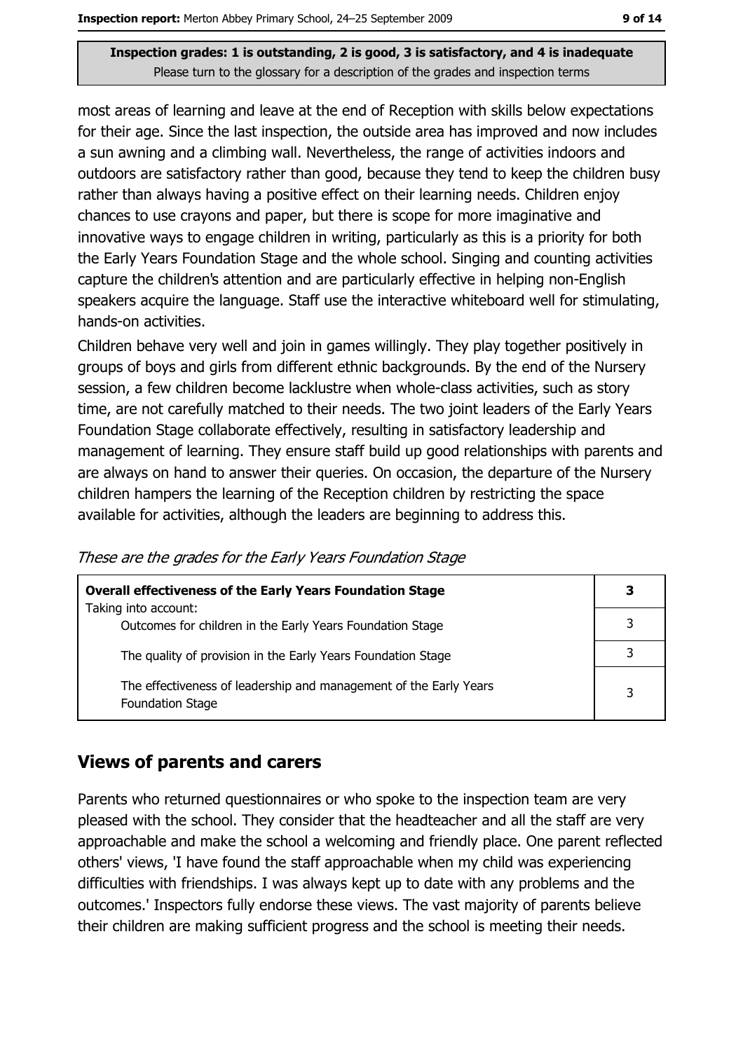**Inspection grades: 1 is outstanding, 2 is good, 3 is satisfactory, and 4 is inadequate**
Please turn to the glossary for a description of the grades and inspection terms

most areas of learning and leave at the end of Reception with skills below expectations for their age. Since the last inspection, the outside area has improved and now includes a sun awning and a climbing wall. Nevertheless, the range of activities indoors and outdoors are satisfactory rather than good, because they tend to keep the children busy rather than always having a positive effect on their learning needs. Children enjoy chances to use crayons and paper, but there is scope for more imaginative and innovative ways to engage children in writing, particularly as this is a priority for both the Early Years Foundation Stage and the whole school. Singing and counting activities capture the children's attention and are particularly effective in helping non-English speakers acquire the language. Staff use the interactive whiteboard well for stimulating, hands-on activities.

Children behave very well and join in games willingly. They play together positively in groups of boys and girls from different ethnic backgrounds. By the end of the Nursery session, a few children become lacklustre when whole-class activities, such as story time, are not carefully matched to their needs. The two joint leaders of the Early Years Foundation Stage collaborate effectively, resulting in satisfactory leadership and management of learning. They ensure staff build up good relationships with parents and are always on hand to answer their queries. On occasion, the departure of the Nursery children hampers the learning of the Reception children by restricting the space available for activities, although the leaders are beginning to address this.

*These are the grades for the Early Years Foundation Stage*

| **Overall effectiveness of the Early Years Foundation Stage**<br>Taking into account: | **3** |
|---|---|
| Outcomes for children in the Early Years Foundation Stage | 3 |
| The quality of provision in the Early Years Foundation Stage | 3 |
| The effectiveness of leadership and management of the Early Years Foundation Stage | 3 |

## Views of parents and carers

Parents who returned questionnaires or who spoke to the inspection team are very pleased with the school. They consider that the headteacher and all the staff are very approachable and make the school a welcoming and friendly place. One parent reflected others' views, 'I have found the staff approachable when my child was experiencing difficulties with friendships. I was always kept up to date with any problems and the outcomes.' Inspectors fully endorse these views. The vast majority of parents believe their children are making sufficient progress and the school is meeting their needs.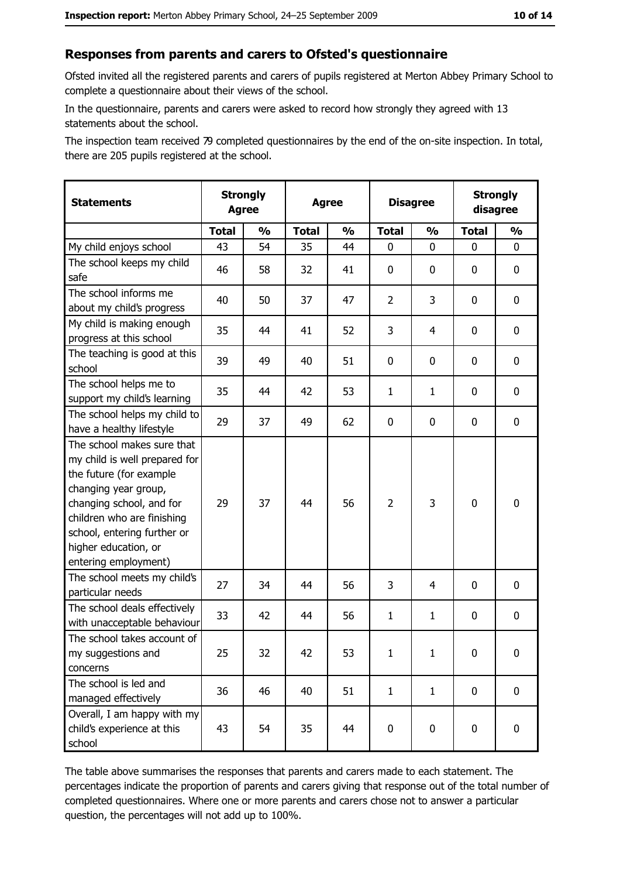## Responses from parents and carers to Ofsted's questionnaire

Ofsted invited all the registered parents and carers of pupils registered at Merton Abbey Primary School to complete a questionnaire about their views of the school.

In the questionnaire, parents and carers were asked to record how strongly they agreed with 13 statements about the school.

The inspection team received 79 completed questionnaires by the end of the on-site inspection. In total, there are 205 pupils registered at the school.

| Statements | Strongly Agree | | Agree | | Disagree | | Strongly disagree | |
|---|---|---|---|---|---|---|---|---|
| | Total | % | Total | % | Total | % | Total | % |
| My child enjoys school | 43 | 54 | 35 | 44 | 0 | 0 | 0 | 0 |
| The school keeps my child safe | 46 | 58 | 32 | 41 | 0 | 0 | 0 | 0 |
| The school informs me about my child's progress | 40 | 50 | 37 | 47 | 2 | 3 | 0 | 0 |
| My child is making enough progress at this school | 35 | 44 | 41 | 52 | 3 | 4 | 0 | 0 |
| The teaching is good at this school | 39 | 49 | 40 | 51 | 0 | 0 | 0 | 0 |
| The school helps me to support my child's learning | 35 | 44 | 42 | 53 | 1 | 1 | 0 | 0 |
| The school helps my child to have a healthy lifestyle | 29 | 37 | 49 | 62 | 0 | 0 | 0 | 0 |
| The school makes sure that my child is well prepared for the future (for example changing year group, changing school, and for children who are finishing school, entering further or higher education, or entering employment) | 29 | 37 | 44 | 56 | 2 | 3 | 0 | 0 |
| The school meets my child's particular needs | 27 | 34 | 44 | 56 | 3 | 4 | 0 | 0 |
| The school deals effectively with unacceptable behaviour | 33 | 42 | 44 | 56 | 1 | 1 | 0 | 0 |
| The school takes account of my suggestions and concerns | 25 | 32 | 42 | 53 | 1 | 1 | 0 | 0 |
| The school is led and managed effectively | 36 | 46 | 40 | 51 | 1 | 1 | 0 | 0 |
| Overall, I am happy with my child's experience at this school | 43 | 54 | 35 | 44 | 0 | 0 | 0 | 0 |

The table above summarises the responses that parents and carers made to each statement. The percentages indicate the proportion of parents and carers giving that response out of the total number of completed questionnaires. Where one or more parents and carers chose not to answer a particular question, the percentages will not add up to 100%.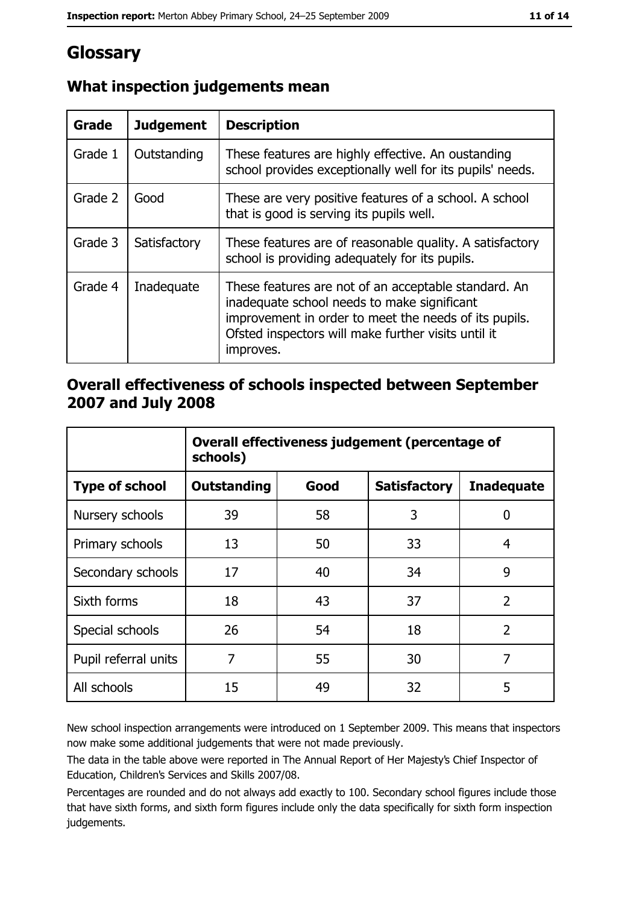# Glossary

## What inspection judgements mean

| Grade | Judgement | Description |
|---|---|---|
| Grade 1 | Outstanding | These features are highly effective. An oustanding school provides exceptionally well for its pupils' needs. |
| Grade 2 | Good | These are very positive features of a school. A school that is good is serving its pupils well. |
| Grade 3 | Satisfactory | These features are of reasonable quality. A satisfactory school is providing adequately for its pupils. |
| Grade 4 | Inadequate | These features are not of an acceptable standard. An inadequate school needs to make significant improvement in order to meet the needs of its pupils. Ofsted inspectors will make further visits until it improves. |

## Overall effectiveness of schools inspected between September 2007 and July 2008

| | Overall effectiveness judgement (percentage of schools) | | | |
|---|---|---|---|---|
| **Type of school** | **Outstanding** | **Good** | **Satisfactory** | **Inadequate** |
| Nursery schools | 39 | 58 | 3 | 0 |
| Primary schools | 13 | 50 | 33 | 4 |
| Secondary schools | 17 | 40 | 34 | 9 |
| Sixth forms | 18 | 43 | 37 | 2 |
| Special schools | 26 | 54 | 18 | 2 |
| Pupil referral units | 7 | 55 | 30 | 7 |
| All schools | 15 | 49 | 32 | 5 |

New school inspection arrangements were introduced on 1 September 2009. This means that inspectors now make some additional judgements that were not made previously.

The data in the table above were reported in The Annual Report of Her Majesty's Chief Inspector of Education, Children's Services and Skills 2007/08.

Percentages are rounded and do not always add exactly to 100. Secondary school figures include those that have sixth forms, and sixth form figures include only the data specifically for sixth form inspection judgements.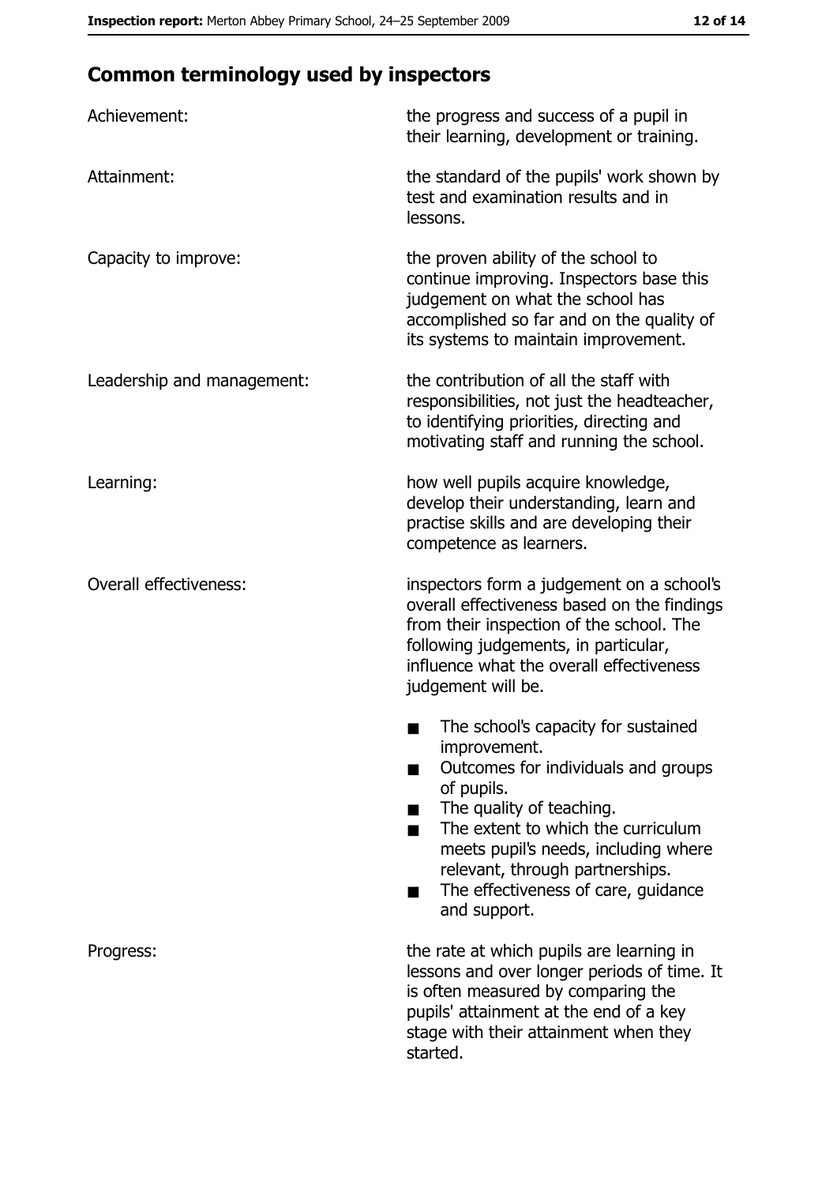## Common terminology used by inspectors

| | |
|---|---|
| Achievement: | the progress and success of a pupil in their learning, development or training. |
| Attainment: | the standard of the pupils' work shown by test and examination results and in lessons. |
| Capacity to improve: | the proven ability of the school to continue improving. Inspectors base this judgement on what the school has accomplished so far and on the quality of its systems to maintain improvement. |
| Leadership and management: | the contribution of all the staff with responsibilities, not just the headteacher, to identifying priorities, directing and motivating staff and running the school. |
| Learning: | how well pupils acquire knowledge, develop their understanding, learn and practise skills and are developing their competence as learners. |
| Overall effectiveness: | inspectors form a judgement on a school's overall effectiveness based on the findings from their inspection of the school. The following judgements, in particular, influence what the overall effectiveness judgement will be.<br>■ The school's capacity for sustained improvement.<br>■ Outcomes for individuals and groups of pupils.<br>■ The quality of teaching.<br>■ The extent to which the curriculum meets pupil's needs, including where relevant, through partnerships.<br>■ The effectiveness of care, guidance and support. |
| Progress: | the rate at which pupils are learning in lessons and over longer periods of time. It is often measured by comparing the pupils' attainment at the end of a key stage with their attainment when they started. |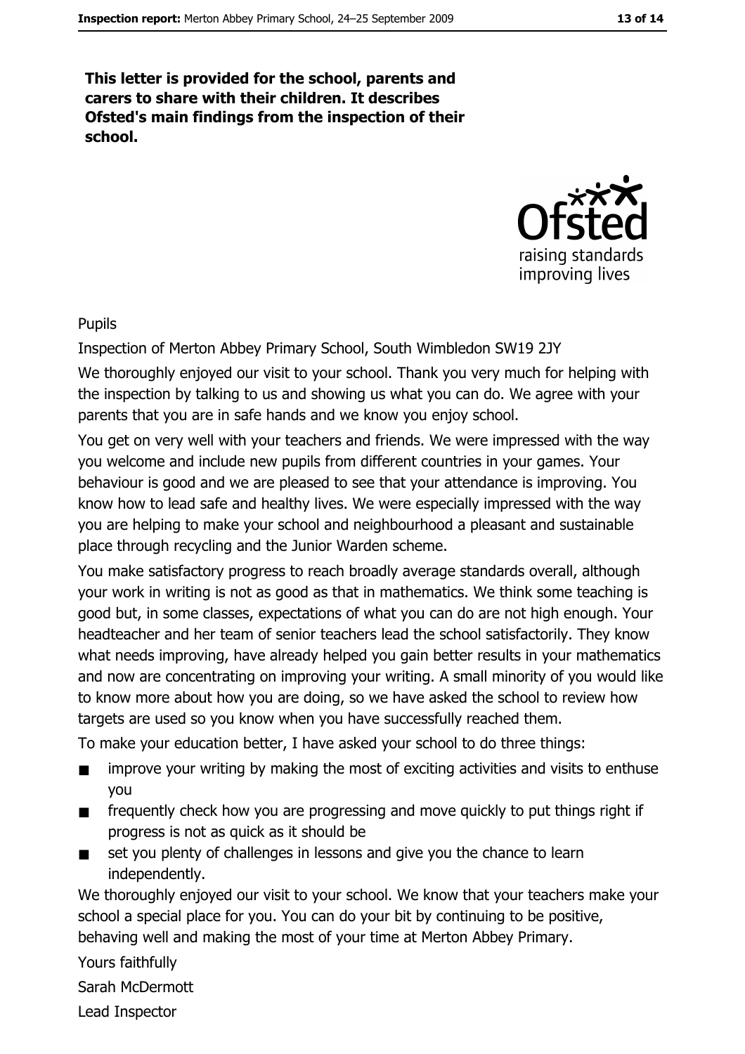**This letter is provided for the school, parents and carers to share with their children. It describes Ofsted's main findings from the inspection of their school.**

Pupils

Inspection of Merton Abbey Primary School, South Wimbledon SW19 2JY

We thoroughly enjoyed our visit to your school. Thank you very much for helping with the inspection by talking to us and showing us what you can do. We agree with your parents that you are in safe hands and we know you enjoy school.

You get on very well with your teachers and friends. We were impressed with the way you welcome and include new pupils from different countries in your games. Your behaviour is good and we are pleased to see that your attendance is improving. You know how to lead safe and healthy lives. We were especially impressed with the way you are helping to make your school and neighbourhood a pleasant and sustainable place through recycling and the Junior Warden scheme.

You make satisfactory progress to reach broadly average standards overall, although your work in writing is not as good as that in mathematics. We think some teaching is good but, in some classes, expectations of what you can do are not high enough. Your headteacher and her team of senior teachers lead the school satisfactorily. They know what needs improving, have already helped you gain better results in your mathematics and now are concentrating on improving your writing. A small minority of you would like to know more about how you are doing, so we have asked the school to review how targets are used so you know when you have successfully reached them.

To make your education better, I have asked your school to do three things:

- improve your writing by making the most of exciting activities and visits to enthuse you
- frequently check how you are progressing and move quickly to put things right if progress is not as quick as it should be
- set you plenty of challenges in lessons and give you the chance to learn independently.

We thoroughly enjoyed our visit to your school. We know that your teachers make your school a special place for you. You can do your bit by continuing to be positive, behaving well and making the most of your time at Merton Abbey Primary.

Yours faithfully

Sarah McDermott

Lead Inspector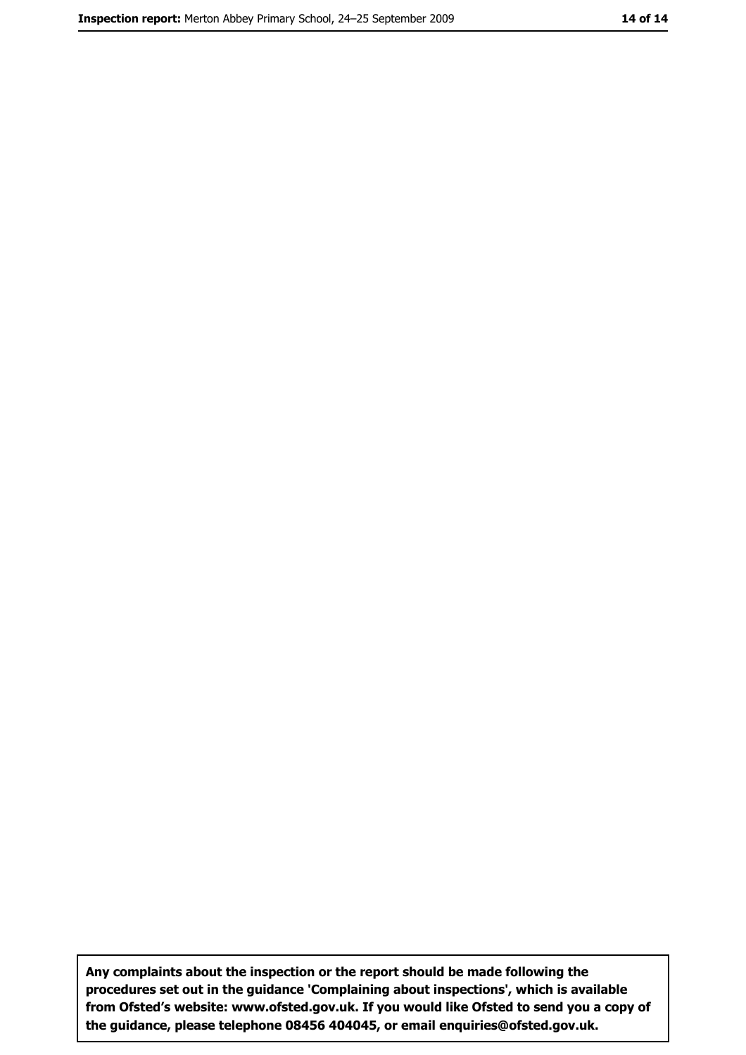**Any complaints about the inspection or the report should be made following the procedures set out in the guidance 'Complaining about inspections', which is available from Ofsted's website: www.ofsted.gov.uk. If you would like Ofsted to send you a copy of the guidance, please telephone 08456 404045, or email enquiries@ofsted.gov.uk.**